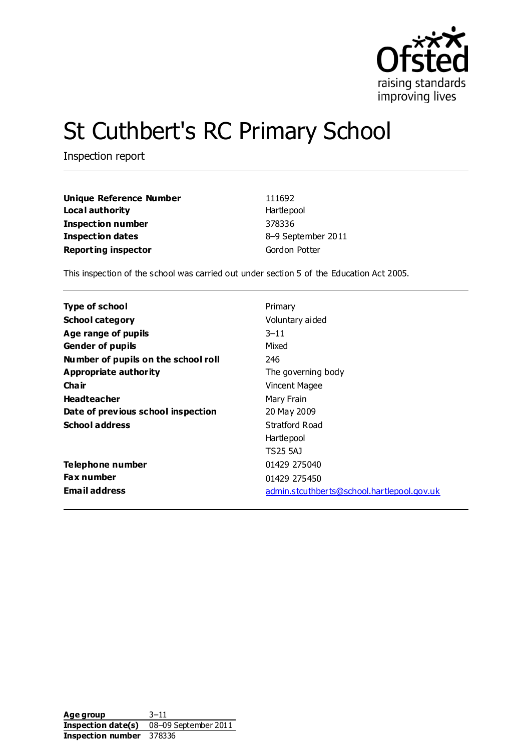# St Cuthbert's RC Primary School

Inspection report

| | |
|---|---|
| **Unique Reference Number** | 111692 |
| **Local authority** | Hartlepool |
| **Inspection number** | 378336 |
| **Inspection dates** | 8–9 September 2011 |
| **Reporting inspector** | Gordon Potter |

This inspection of the school was carried out under section 5 of the Education Act 2005.

| | |
|---|---|
| **Type of school** | Primary |
| **School category** | Voluntary aided |
| **Age range of pupils** | 3–11 |
| **Gender of pupils** | Mixed |
| **Number of pupils on the school roll** | 246 |
| **Appropriate authority** | The governing body |
| **Chair** | Vincent Magee |
| **Headteacher** | Mary Frain |
| **Date of previous school inspection** | 20 May 2009 |
| **School address** | Stratford Road<br>Hartlepool<br>TS25 5AJ |
| **Telephone number** | 01429 275040 |
| **Fax number** | 01429 275450 |
| **Email address** | admin.stcuthberts@school.hartlepool.gov.uk |

| | |
|---|---|
| **Age group** | 3–11 |
| **Inspection date(s)** | 08–09 September 2011 |
| **Inspection number** | 378336 |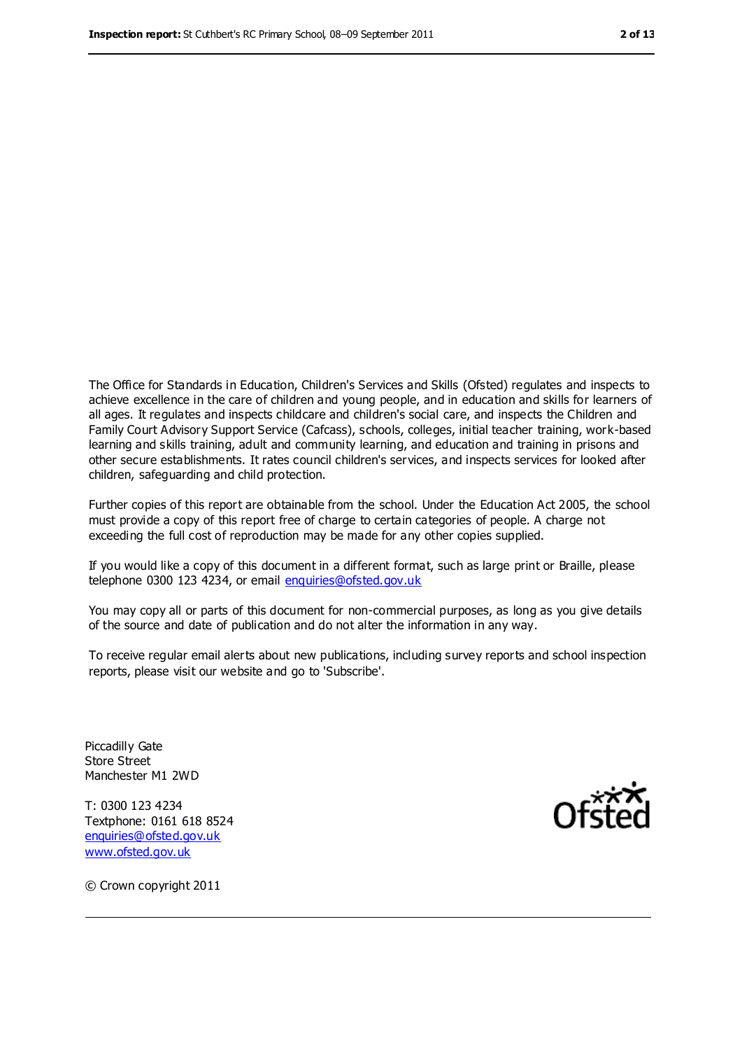The Office for Standards in Education, Children's Services and Skills (Ofsted) regulates and inspects to achieve excellence in the care of children and young people, and in education and skills for learners of all ages. It regulates and inspects childcare and children's social care, and inspects the Children and Family Court Advisory Support Service (Cafcass), schools, colleges, initial teacher training, work-based learning and skills training, adult and community learning, and education and training in prisons and other secure establishments. It rates council children's services, and inspects services for looked after children, safeguarding and child protection.

Further copies of this report are obtainable from the school. Under the Education Act 2005, the school must provide a copy of this report free of charge to certain categories of people. A charge not exceeding the full cost of reproduction may be made for any other copies supplied.

If you would like a copy of this document in a different format, such as large print or Braille, please telephone 0300 123 4234, or email enquiries@ofsted.gov.uk

You may copy all or parts of this document for non-commercial purposes, as long as you give details of the source and date of publication and do not alter the information in any way.

To receive regular email alerts about new publications, including survey reports and school inspection reports, please visit our website and go to 'Subscribe'.

Piccadilly Gate
Store Street
Manchester M1 2WD

T: 0300 123 4234
Textphone: 0161 618 8524
enquiries@ofsted.gov.uk
www.ofsted.gov.uk

© Crown copyright 2011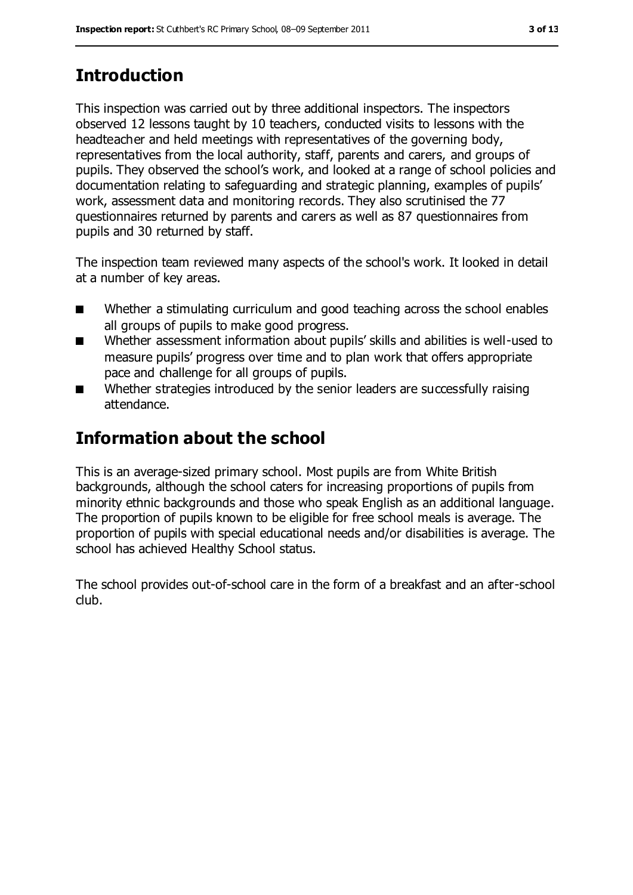## Introduction

This inspection was carried out by three additional inspectors. The inspectors observed 12 lessons taught by 10 teachers, conducted visits to lessons with the headteacher and held meetings with representatives of the governing body, representatives from the local authority, staff, parents and carers, and groups of pupils. They observed the school's work, and looked at a range of school policies and documentation relating to safeguarding and strategic planning, examples of pupils' work, assessment data and monitoring records. They also scrutinised the 77 questionnaires returned by parents and carers as well as 87 questionnaires from pupils and 30 returned by staff.

The inspection team reviewed many aspects of the school's work. It looked in detail at a number of key areas.

- Whether a stimulating curriculum and good teaching across the school enables all groups of pupils to make good progress.
- Whether assessment information about pupils' skills and abilities is well-used to measure pupils' progress over time and to plan work that offers appropriate pace and challenge for all groups of pupils.
- Whether strategies introduced by the senior leaders are successfully raising attendance.

## Information about the school

This is an average-sized primary school. Most pupils are from White British backgrounds, although the school caters for increasing proportions of pupils from minority ethnic backgrounds and those who speak English as an additional language. The proportion of pupils known to be eligible for free school meals is average. The proportion of pupils with special educational needs and/or disabilities is average. The school has achieved Healthy School status.

The school provides out-of-school care in the form of a breakfast and an after-school club.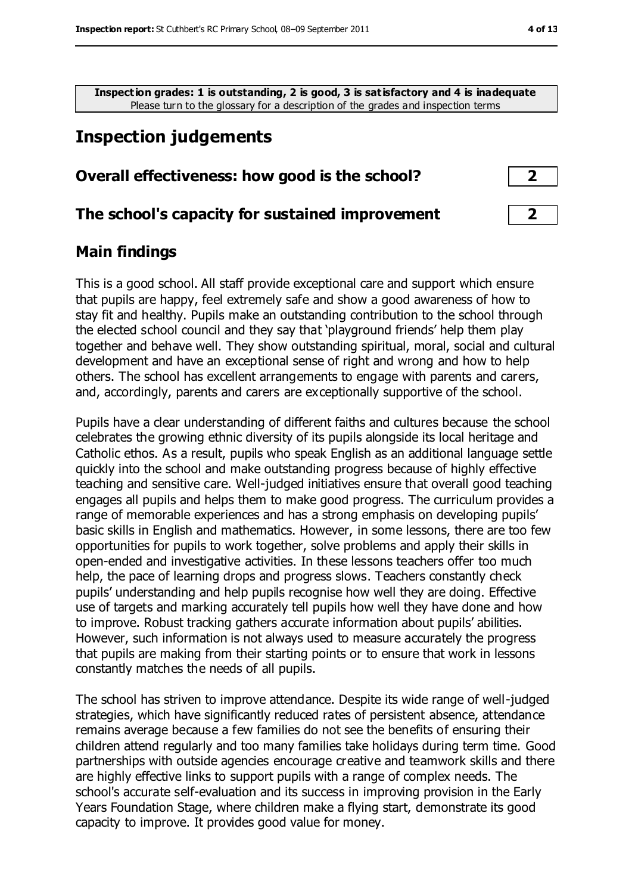**Inspection grades: 1 is outstanding, 2 is good, 3 is satisfactory and 4 is inadequate**
Please turn to the glossary for a description of the grades and inspection terms

## Inspection judgements

| Overall effectiveness: how good is the school? | 2 |
|---|---|
| **The school's capacity for sustained improvement** | **2** |

### Main findings

This is a good school. All staff provide exceptional care and support which ensure that pupils are happy, feel extremely safe and show a good awareness of how to stay fit and healthy. Pupils make an outstanding contribution to the school through the elected school council and they say that 'playground friends' help them play together and behave well. They show outstanding spiritual, moral, social and cultural development and have an exceptional sense of right and wrong and how to help others. The school has excellent arrangements to engage with parents and carers, and, accordingly, parents and carers are exceptionally supportive of the school.

Pupils have a clear understanding of different faiths and cultures because the school celebrates the growing ethnic diversity of its pupils alongside its local heritage and Catholic ethos. As a result, pupils who speak English as an additional language settle quickly into the school and make outstanding progress because of highly effective teaching and sensitive care. Well-judged initiatives ensure that overall good teaching engages all pupils and helps them to make good progress. The curriculum provides a range of memorable experiences and has a strong emphasis on developing pupils' basic skills in English and mathematics. However, in some lessons, there are too few opportunities for pupils to work together, solve problems and apply their skills in open-ended and investigative activities. In these lessons teachers offer too much help, the pace of learning drops and progress slows. Teachers constantly check pupils' understanding and help pupils recognise how well they are doing. Effective use of targets and marking accurately tell pupils how well they have done and how to improve. Robust tracking gathers accurate information about pupils' abilities. However, such information is not always used to measure accurately the progress that pupils are making from their starting points or to ensure that work in lessons constantly matches the needs of all pupils.

The school has striven to improve attendance. Despite its wide range of well-judged strategies, which have significantly reduced rates of persistent absence, attendance remains average because a few families do not see the benefits of ensuring their children attend regularly and too many families take holidays during term time. Good partnerships with outside agencies encourage creative and teamwork skills and there are highly effective links to support pupils with a range of complex needs. The school's accurate self-evaluation and its success in improving provision in the Early Years Foundation Stage, where children make a flying start, demonstrate its good capacity to improve. It provides good value for money.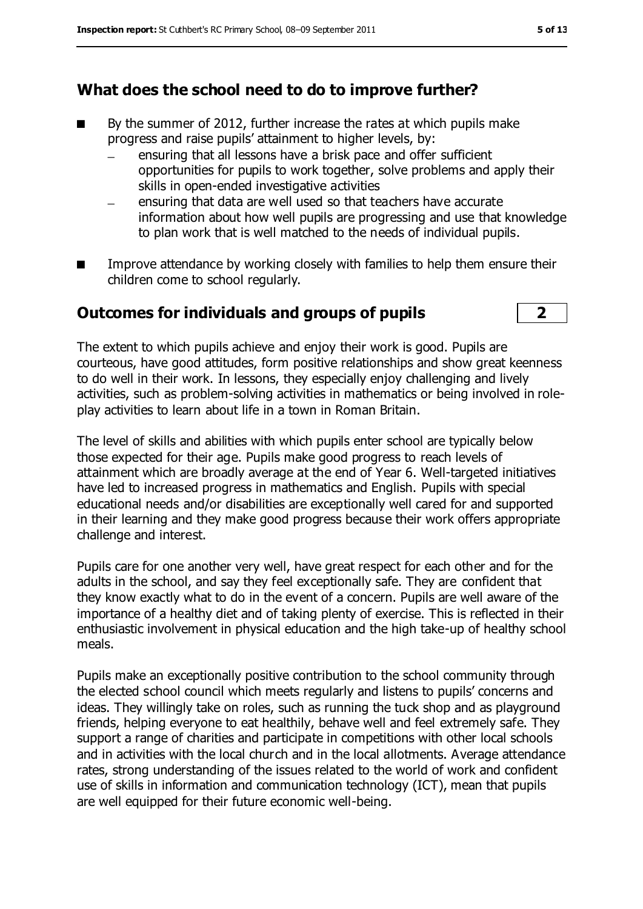## What does the school need to do to improve further?

- By the summer of 2012, further increase the rates at which pupils make progress and raise pupils' attainment to higher levels, by:
  - ensuring that all lessons have a brisk pace and offer sufficient opportunities for pupils to work together, solve problems and apply their skills in open-ended investigative activities
  - ensuring that data are well used so that teachers have accurate information about how well pupils are progressing and use that knowledge to plan work that is well matched to the needs of individual pupils.
- Improve attendance by working closely with families to help them ensure their children come to school regularly.

## Outcomes for individuals and groups of pupils — 2

The extent to which pupils achieve and enjoy their work is good. Pupils are courteous, have good attitudes, form positive relationships and show great keenness to do well in their work. In lessons, they especially enjoy challenging and lively activities, such as problem-solving activities in mathematics or being involved in role-play activities to learn about life in a town in Roman Britain.

The level of skills and abilities with which pupils enter school are typically below those expected for their age. Pupils make good progress to reach levels of attainment which are broadly average at the end of Year 6. Well-targeted initiatives have led to increased progress in mathematics and English. Pupils with special educational needs and/or disabilities are exceptionally well cared for and supported in their learning and they make good progress because their work offers appropriate challenge and interest.

Pupils care for one another very well, have great respect for each other and for the adults in the school, and say they feel exceptionally safe. They are confident that they know exactly what to do in the event of a concern. Pupils are well aware of the importance of a healthy diet and of taking plenty of exercise. This is reflected in their enthusiastic involvement in physical education and the high take-up of healthy school meals.

Pupils make an exceptionally positive contribution to the school community through the elected school council which meets regularly and listens to pupils' concerns and ideas. They willingly take on roles, such as running the tuck shop and as playground friends, helping everyone to eat healthily, behave well and feel extremely safe. They support a range of charities and participate in competitions with other local schools and in activities with the local church and in the local allotments. Average attendance rates, strong understanding of the issues related to the world of work and confident use of skills in information and communication technology (ICT), mean that pupils are well equipped for their future economic well-being.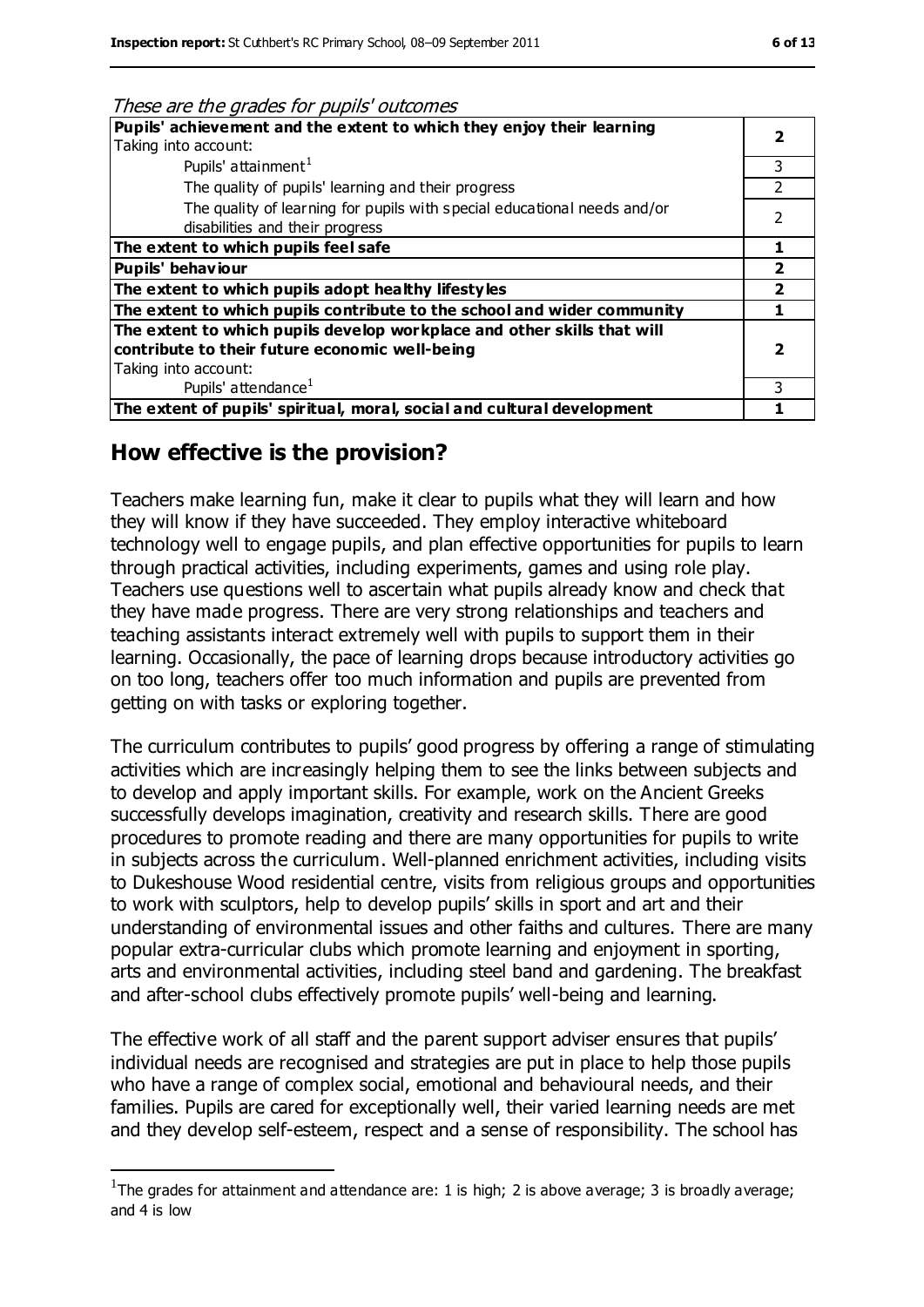*These are the grades for pupils' outcomes*

| | |
|---|---|
| **Pupils' achievement and the extent to which they enjoy their learning**<br>Taking into account: | **2** |
| Pupils' attainment[1] | 3 |
| The quality of pupils' learning and their progress | 2 |
| The quality of learning for pupils with special educational needs and/or disabilities and their progress | 2 |
| **The extent to which pupils feel safe** | **1** |
| **Pupils' behaviour** | **2** |
| **The extent to which pupils adopt healthy lifestyles** | **2** |
| **The extent to which pupils contribute to the school and wider community** | **1** |
| **The extent to which pupils develop workplace and other skills that will contribute to their future economic well-being**<br>Taking into account: | **2** |
| Pupils' attendance[1] | 3 |
| **The extent of pupils' spiritual, moral, social and cultural development** | **1** |

## How effective is the provision?

Teachers make learning fun, make it clear to pupils what they will learn and how they will know if they have succeeded. They employ interactive whiteboard technology well to engage pupils, and plan effective opportunities for pupils to learn through practical activities, including experiments, games and using role play. Teachers use questions well to ascertain what pupils already know and check that they have made progress. There are very strong relationships and teachers and teaching assistants interact extremely well with pupils to support them in their learning. Occasionally, the pace of learning drops because introductory activities go on too long, teachers offer too much information and pupils are prevented from getting on with tasks or exploring together.

The curriculum contributes to pupils' good progress by offering a range of stimulating activities which are increasingly helping them to see the links between subjects and to develop and apply important skills. For example, work on the Ancient Greeks successfully develops imagination, creativity and research skills. There are good procedures to promote reading and there are many opportunities for pupils to write in subjects across the curriculum. Well-planned enrichment activities, including visits to Dukeshouse Wood residential centre, visits from religious groups and opportunities to work with sculptors, help to develop pupils' skills in sport and art and their understanding of environmental issues and other faiths and cultures. There are many popular extra-curricular clubs which promote learning and enjoyment in sporting, arts and environmental activities, including steel band and gardening. The breakfast and after-school clubs effectively promote pupils' well-being and learning.

The effective work of all staff and the parent support adviser ensures that pupils' individual needs are recognised and strategies are put in place to help those pupils who have a range of complex social, emotional and behavioural needs, and their families. Pupils are cared for exceptionally well, their varied learning needs are met and they develop self-esteem, respect and a sense of responsibility. The school has

[1] The grades for attainment and attendance are: 1 is high; 2 is above average; 3 is broadly average; and 4 is low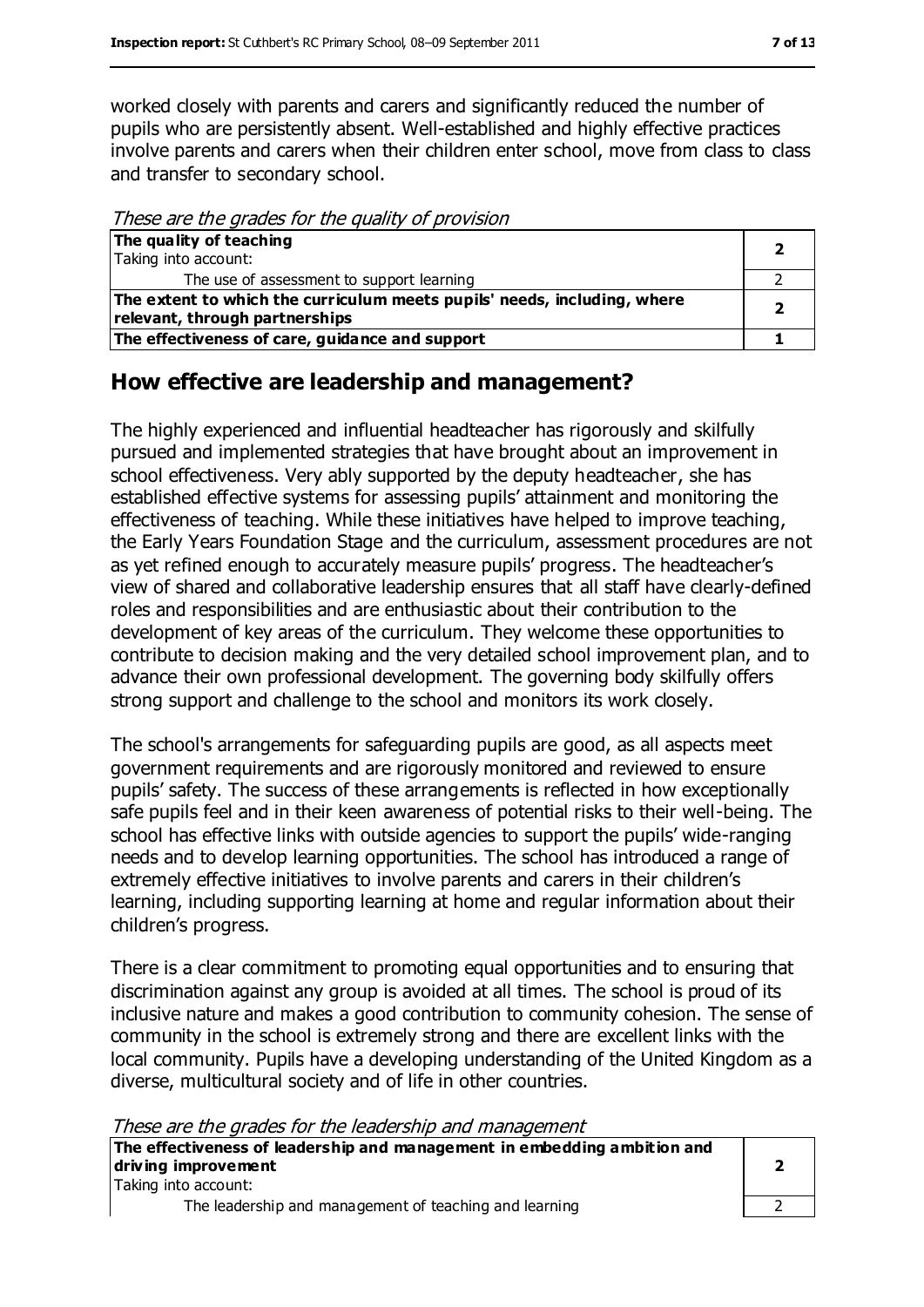worked closely with parents and carers and significantly reduced the number of pupils who are persistently absent. Well-established and highly effective practices involve parents and carers when their children enter school, move from class to class and transfer to secondary school.

*These are the grades for the quality of provision*

| | |
|---|---|
| **The quality of teaching**<br>Taking into account: | **2** |
| The use of assessment to support learning | 2 |
| **The extent to which the curriculum meets pupils' needs, including, where relevant, through partnerships** | **2** |
| **The effectiveness of care, guidance and support** | **1** |

## How effective are leadership and management?

The highly experienced and influential headteacher has rigorously and skilfully pursued and implemented strategies that have brought about an improvement in school effectiveness. Very ably supported by the deputy headteacher, she has established effective systems for assessing pupils' attainment and monitoring the effectiveness of teaching. While these initiatives have helped to improve teaching, the Early Years Foundation Stage and the curriculum, assessment procedures are not as yet refined enough to accurately measure pupils' progress. The headteacher's view of shared and collaborative leadership ensures that all staff have clearly-defined roles and responsibilities and are enthusiastic about their contribution to the development of key areas of the curriculum. They welcome these opportunities to contribute to decision making and the very detailed school improvement plan, and to advance their own professional development. The governing body skilfully offers strong support and challenge to the school and monitors its work closely.

The school's arrangements for safeguarding pupils are good, as all aspects meet government requirements and are rigorously monitored and reviewed to ensure pupils' safety. The success of these arrangements is reflected in how exceptionally safe pupils feel and in their keen awareness of potential risks to their well-being. The school has effective links with outside agencies to support the pupils' wide-ranging needs and to develop learning opportunities. The school has introduced a range of extremely effective initiatives to involve parents and carers in their children's learning, including supporting learning at home and regular information about their children's progress.

There is a clear commitment to promoting equal opportunities and to ensuring that discrimination against any group is avoided at all times. The school is proud of its inclusive nature and makes a good contribution to community cohesion. The sense of community in the school is extremely strong and there are excellent links with the local community. Pupils have a developing understanding of the United Kingdom as a diverse, multicultural society and of life in other countries.

*These are the grades for the leadership and management*

| | |
|---|---|
| **The effectiveness of leadership and management in embedding ambition and driving improvement**<br>Taking into account: | **2** |
| The leadership and management of teaching and learning | 2 |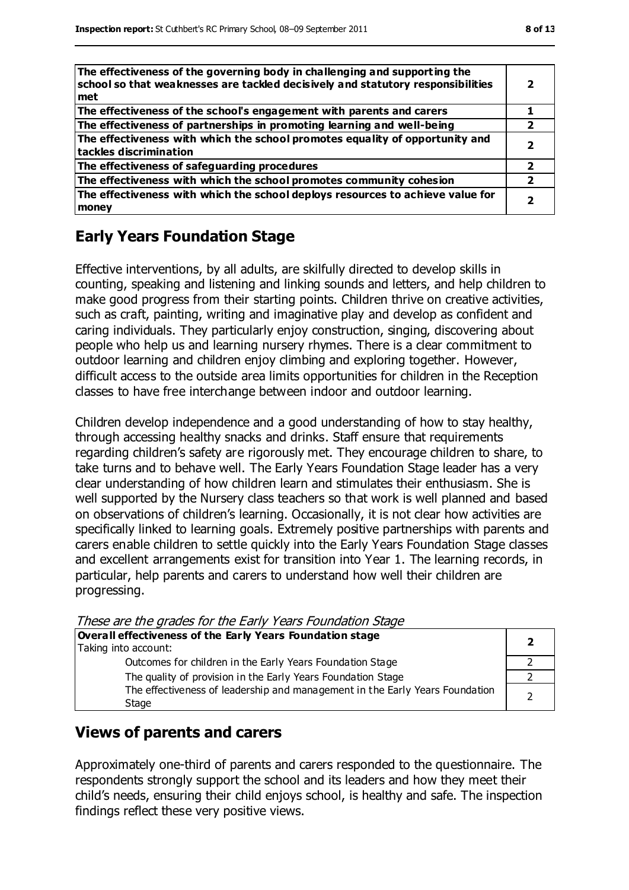| | |
|---|---|
| **The effectiveness of the governing body in challenging and supporting the school so that weaknesses are tackled decisively and statutory responsibilities met** | **2** |
| **The effectiveness of the school's engagement with parents and carers** | **1** |
| **The effectiveness of partnerships in promoting learning and well-being** | **2** |
| **The effectiveness with which the school promotes equality of opportunity and tackles discrimination** | **2** |
| **The effectiveness of safeguarding procedures** | **2** |
| **The effectiveness with which the school promotes community cohesion** | **2** |
| **The effectiveness with which the school deploys resources to achieve value for money** | **2** |

## Early Years Foundation Stage

Effective interventions, by all adults, are skilfully directed to develop skills in counting, speaking and listening and linking sounds and letters, and help children to make good progress from their starting points. Children thrive on creative activities, such as craft, painting, writing and imaginative play and develop as confident and caring individuals. They particularly enjoy construction, singing, discovering about people who help us and learning nursery rhymes. There is a clear commitment to outdoor learning and children enjoy climbing and exploring together. However, difficult access to the outside area limits opportunities for children in the Reception classes to have free interchange between indoor and outdoor learning.

Children develop independence and a good understanding of how to stay healthy, through accessing healthy snacks and drinks. Staff ensure that requirements regarding children's safety are rigorously met. They encourage children to share, to take turns and to behave well. The Early Years Foundation Stage leader has a very clear understanding of how children learn and stimulates their enthusiasm. She is well supported by the Nursery class teachers so that work is well planned and based on observations of children's learning. Occasionally, it is not clear how activities are specifically linked to learning goals. Extremely positive partnerships with parents and carers enable children to settle quickly into the Early Years Foundation Stage classes and excellent arrangements exist for transition into Year 1. The learning records, in particular, help parents and carers to understand how well their children are progressing.

*These are the grades for the Early Years Foundation Stage*

| | |
|---|---|
| **Overall effectiveness of the Early Years Foundation stage**<br>Taking into account: | **2** |
| Outcomes for children in the Early Years Foundation Stage | 2 |
| The quality of provision in the Early Years Foundation Stage | 2 |
| The effectiveness of leadership and management in the Early Years Foundation Stage | 2 |

## Views of parents and carers

Approximately one-third of parents and carers responded to the questionnaire. The respondents strongly support the school and its leaders and how they meet their child's needs, ensuring their child enjoys school, is healthy and safe. The inspection findings reflect these very positive views.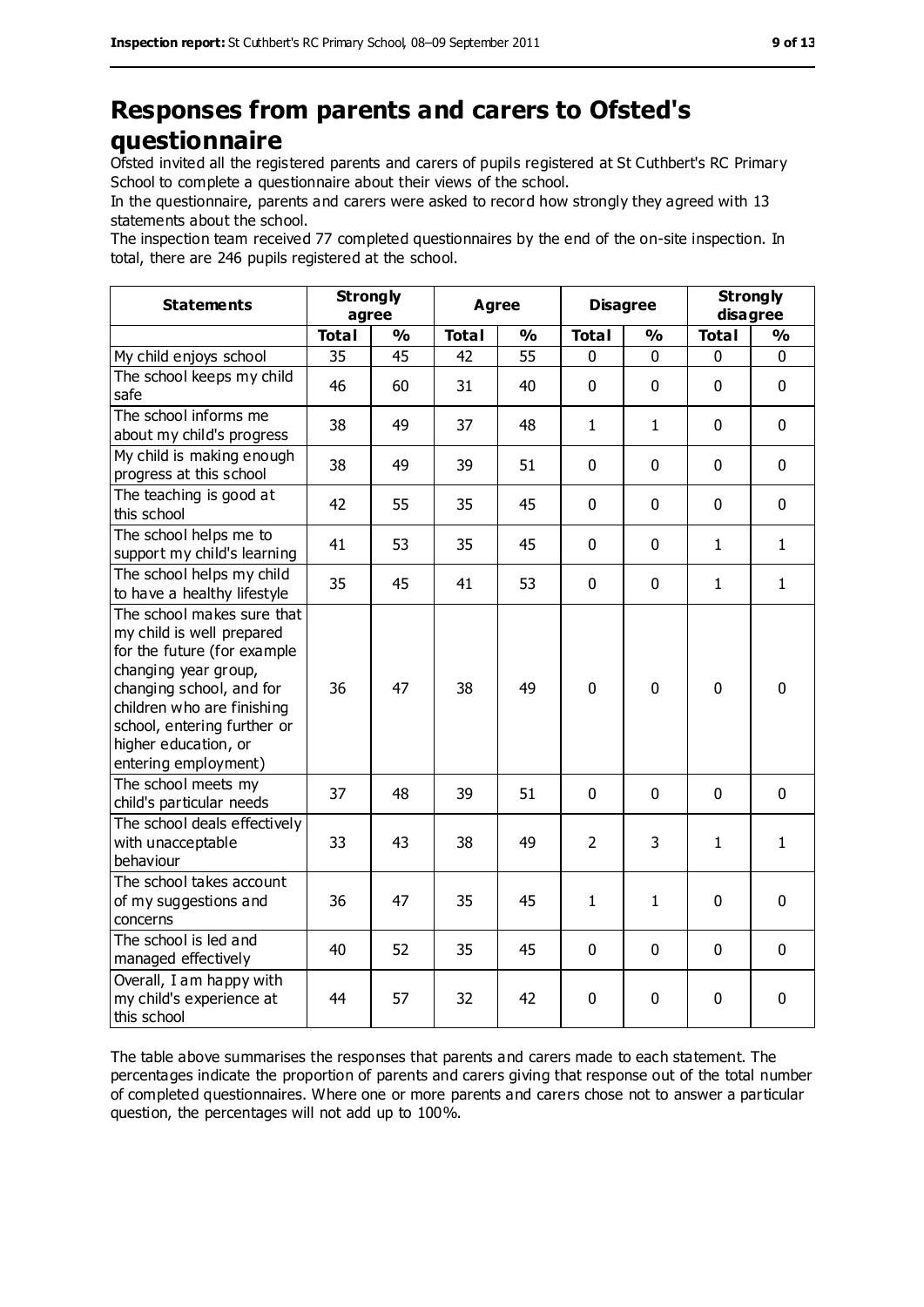# Responses from parents and carers to Ofsted's questionnaire

Ofsted invited all the registered parents and carers of pupils registered at St Cuthbert's RC Primary School to complete a questionnaire about their views of the school.

In the questionnaire, parents and carers were asked to record how strongly they agreed with 13 statements about the school.

The inspection team received 77 completed questionnaires by the end of the on-site inspection. In total, there are 246 pupils registered at the school.

| Statements | Strongly agree | | Agree | | Disagree | | Strongly disagree | |
|---|---|---|---|---|---|---|---|---|
| | Total | % | Total | % | Total | % | Total | % |
| My child enjoys school | 35 | 45 | 42 | 55 | 0 | 0 | 0 | 0 |
| The school keeps my child safe | 46 | 60 | 31 | 40 | 0 | 0 | 0 | 0 |
| The school informs me about my child's progress | 38 | 49 | 37 | 48 | 1 | 1 | 0 | 0 |
| My child is making enough progress at this school | 38 | 49 | 39 | 51 | 0 | 0 | 0 | 0 |
| The teaching is good at this school | 42 | 55 | 35 | 45 | 0 | 0 | 0 | 0 |
| The school helps me to support my child's learning | 41 | 53 | 35 | 45 | 0 | 0 | 1 | 1 |
| The school helps my child to have a healthy lifestyle | 35 | 45 | 41 | 53 | 0 | 0 | 1 | 1 |
| The school makes sure that my child is well prepared for the future (for example changing year group, changing school, and for children who are finishing school, entering further or higher education, or entering employment) | 36 | 47 | 38 | 49 | 0 | 0 | 0 | 0 |
| The school meets my child's particular needs | 37 | 48 | 39 | 51 | 0 | 0 | 0 | 0 |
| The school deals effectively with unacceptable behaviour | 33 | 43 | 38 | 49 | 2 | 3 | 1 | 1 |
| The school takes account of my suggestions and concerns | 36 | 47 | 35 | 45 | 1 | 1 | 0 | 0 |
| The school is led and managed effectively | 40 | 52 | 35 | 45 | 0 | 0 | 0 | 0 |
| Overall, I am happy with my child's experience at this school | 44 | 57 | 32 | 42 | 0 | 0 | 0 | 0 |

The table above summarises the responses that parents and carers made to each statement. The percentages indicate the proportion of parents and carers giving that response out of the total number of completed questionnaires. Where one or more parents and carers chose not to answer a particular question, the percentages will not add up to 100%.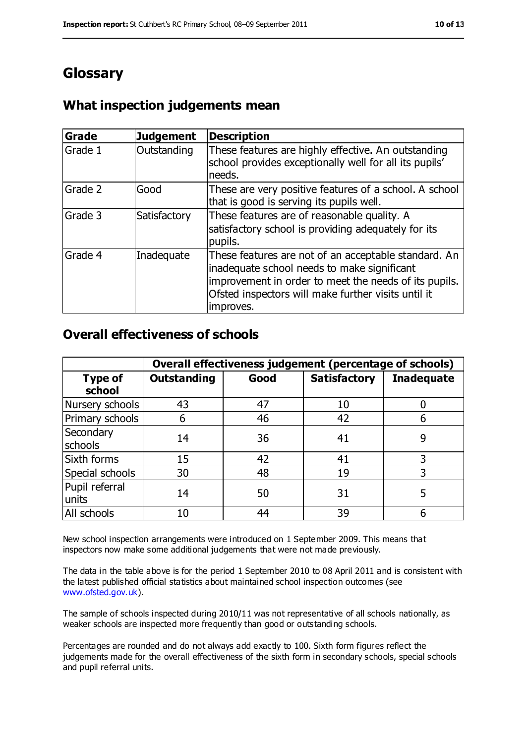# Glossary

## What inspection judgements mean

| Grade | Judgement | Description |
|---|---|---|
| Grade 1 | Outstanding | These features are highly effective. An outstanding school provides exceptionally well for all its pupils' needs. |
| Grade 2 | Good | These are very positive features of a school. A school that is good is serving its pupils well. |
| Grade 3 | Satisfactory | These features are of reasonable quality. A satisfactory school is providing adequately for its pupils. |
| Grade 4 | Inadequate | These features are not of an acceptable standard. An inadequate school needs to make significant improvement in order to meet the needs of its pupils. Ofsted inspectors will make further visits until it improves. |

## Overall effectiveness of schools

| | Overall effectiveness judgement (percentage of schools) | | | |
|---|---|---|---|---|
| **Type of school** | **Outstanding** | **Good** | **Satisfactory** | **Inadequate** |
| Nursery schools | 43 | 47 | 10 | 0 |
| Primary schools | 6 | 46 | 42 | 6 |
| Secondary schools | 14 | 36 | 41 | 9 |
| Sixth forms | 15 | 42 | 41 | 3 |
| Special schools | 30 | 48 | 19 | 3 |
| Pupil referral units | 14 | 50 | 31 | 5 |
| All schools | 10 | 44 | 39 | 6 |

New school inspection arrangements were introduced on 1 September 2009. This means that inspectors now make some additional judgements that were not made previously.

The data in the table above is for the period 1 September 2010 to 08 April 2011 and is consistent with the latest published official statistics about maintained school inspection outcomes (see www.ofsted.gov.uk).

The sample of schools inspected during 2010/11 was not representative of all schools nationally, as weaker schools are inspected more frequently than good or outstanding schools.

Percentages are rounded and do not always add exactly to 100. Sixth form figures reflect the judgements made for the overall effectiveness of the sixth form in secondary schools, special schools and pupil referral units.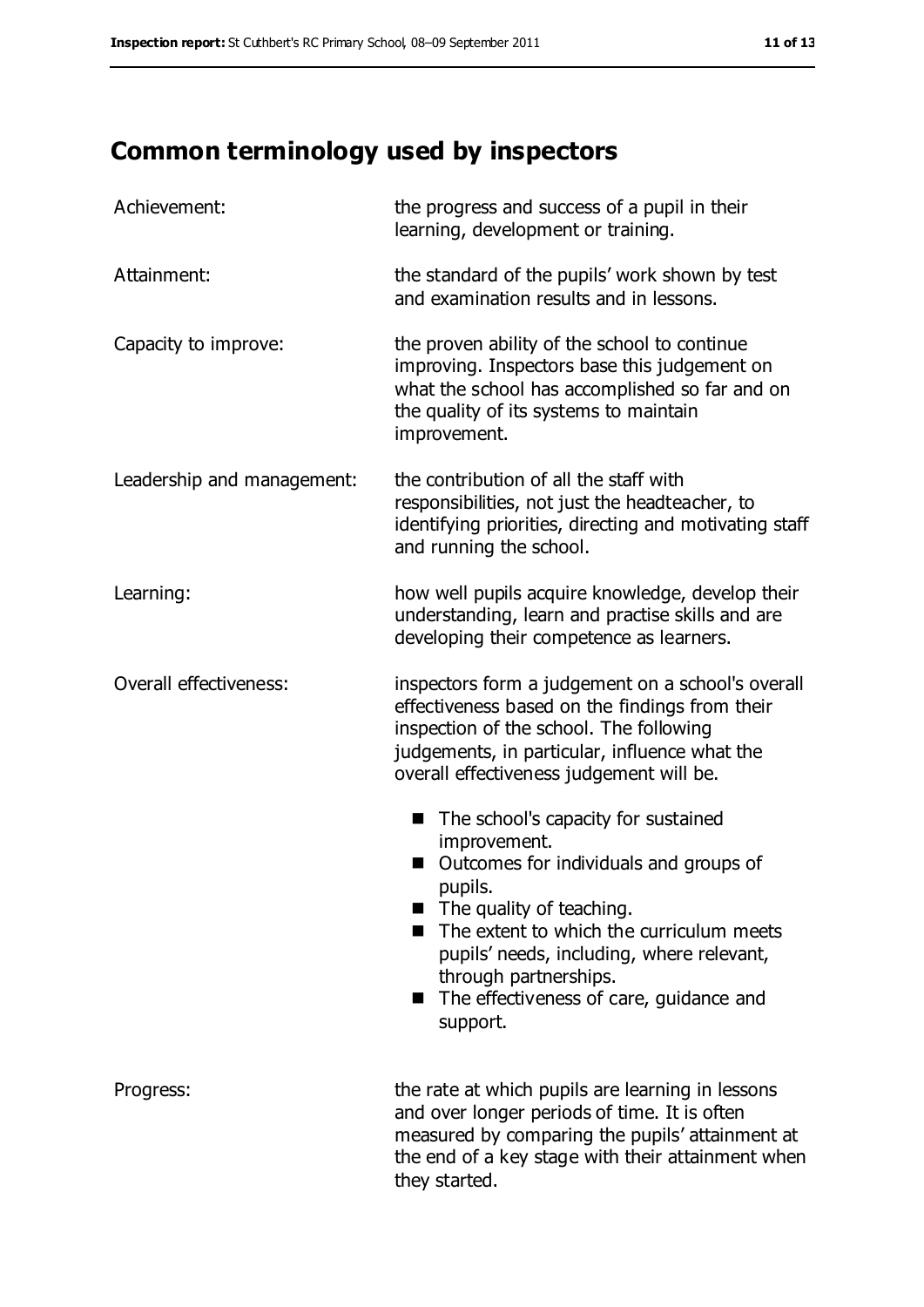## Common terminology used by inspectors

| | |
|---|---|
| Achievement: | the progress and success of a pupil in their learning, development or training. |
| Attainment: | the standard of the pupils' work shown by test and examination results and in lessons. |
| Capacity to improve: | the proven ability of the school to continue improving. Inspectors base this judgement on what the school has accomplished so far and on the quality of its systems to maintain improvement. |
| Leadership and management: | the contribution of all the staff with responsibilities, not just the headteacher, to identifying priorities, directing and motivating staff and running the school. |
| Learning: | how well pupils acquire knowledge, develop their understanding, learn and practise skills and are developing their competence as learners. |
| Overall effectiveness: | inspectors form a judgement on a school's overall effectiveness based on the findings from their inspection of the school. The following judgements, in particular, influence what the overall effectiveness judgement will be.<br>■ The school's capacity for sustained improvement.<br>■ Outcomes for individuals and groups of pupils.<br>■ The quality of teaching.<br>■ The extent to which the curriculum meets pupils' needs, including, where relevant, through partnerships.<br>■ The effectiveness of care, guidance and support. |
| Progress: | the rate at which pupils are learning in lessons and over longer periods of time. It is often measured by comparing the pupils' attainment at the end of a key stage with their attainment when they started. |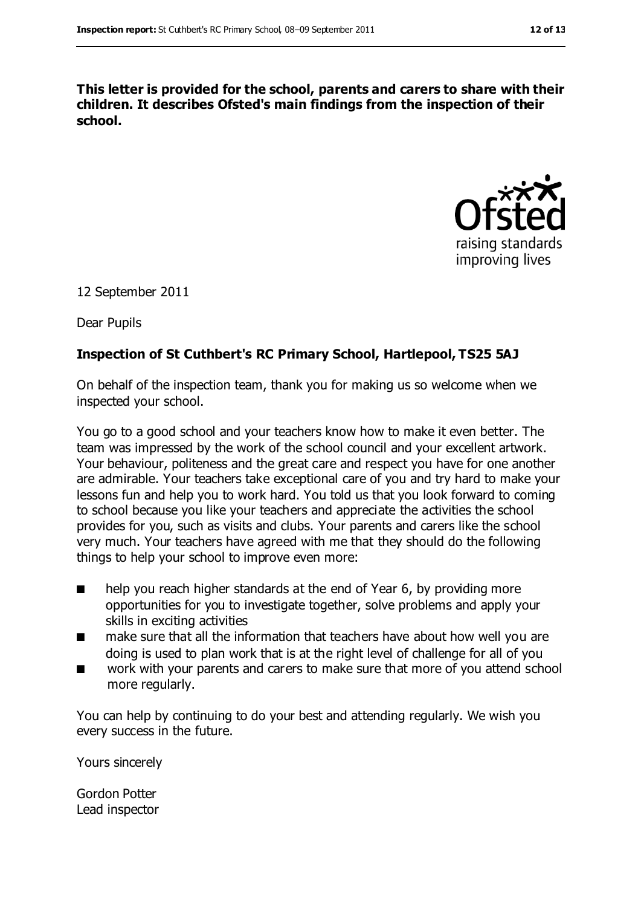**This letter is provided for the school, parents and carers to share with their children. It describes Ofsted's main findings from the inspection of their school.**

12 September 2011

Dear Pupils

**Inspection of St Cuthbert's RC Primary School, Hartlepool, TS25 5AJ**

On behalf of the inspection team, thank you for making us so welcome when we inspected your school.

You go to a good school and your teachers know how to make it even better. The team was impressed by the work of the school council and your excellent artwork. Your behaviour, politeness and the great care and respect you have for one another are admirable. Your teachers take exceptional care of you and try hard to make your lessons fun and help you to work hard. You told us that you look forward to coming to school because you like your teachers and appreciate the activities the school provides for you, such as visits and clubs. Your parents and carers like the school very much. Your teachers have agreed with me that they should do the following things to help your school to improve even more:

- help you reach higher standards at the end of Year 6, by providing more opportunities for you to investigate together, solve problems and apply your skills in exciting activities
- make sure that all the information that teachers have about how well you are doing is used to plan work that is at the right level of challenge for all of you
- work with your parents and carers to make sure that more of you attend school more regularly.

You can help by continuing to do your best and attending regularly. We wish you every success in the future.

Yours sincerely

Gordon Potter
Lead inspector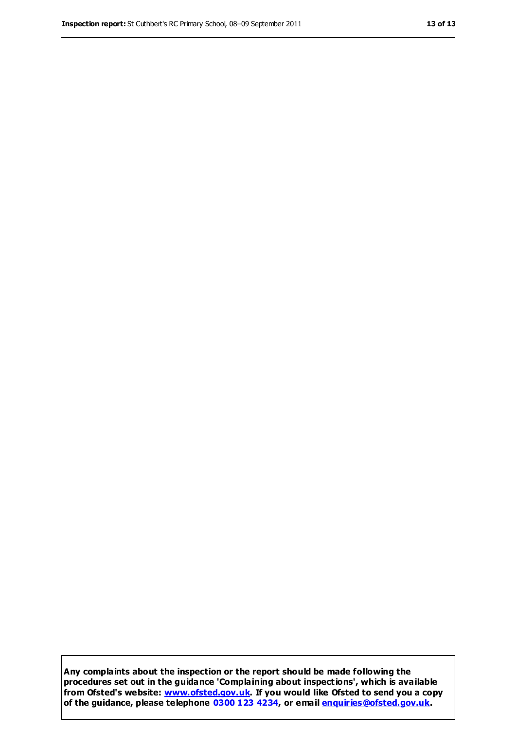**Any complaints about the inspection or the report should be made following the procedures set out in the guidance 'Complaining about inspections', which is available from Ofsted's website: www.ofsted.gov.uk. If you would like Ofsted to send you a copy of the guidance, please telephone 0300 123 4234, or email enquiries@ofsted.gov.uk.**